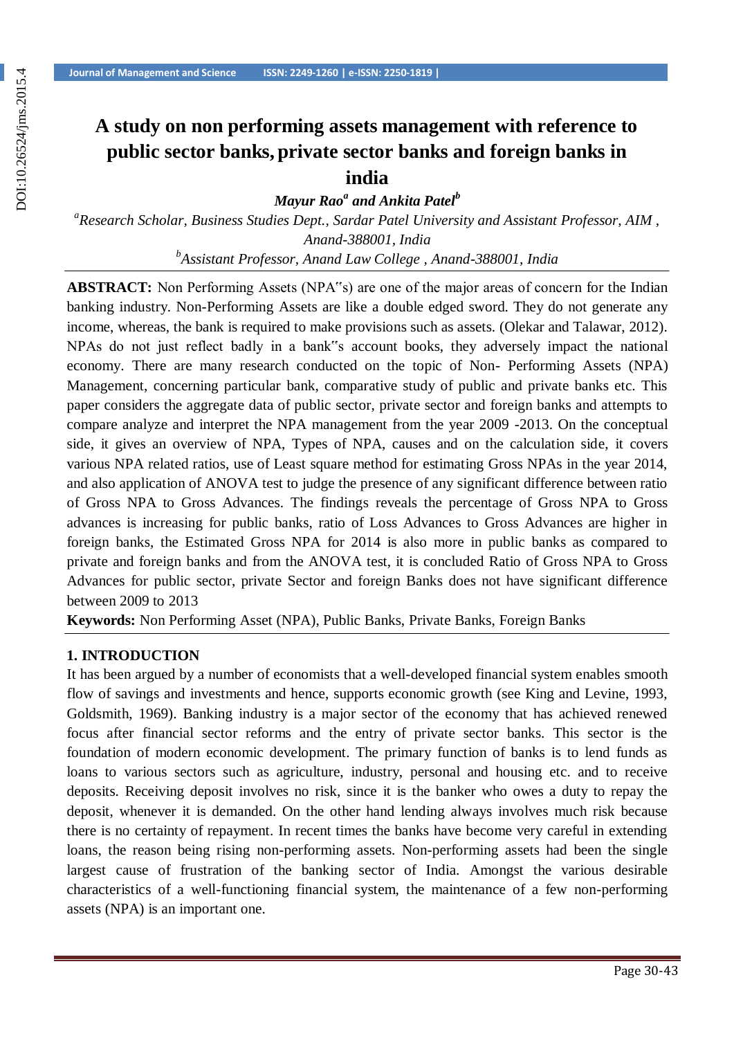# A study on non performing assets management with reference to public sector banks, private sector banks and foreign banks in india

***Mayur Rao*[a] *and Ankita Patel*[b]**

[a]*Research Scholar, Business Studies Dept., Sardar Patel University and Assistant Professor, AIM , Anand-388001, India*

[b]*Assistant Professor, Anand Law College , Anand-388001, India*

---

**ABSTRACT:** Non Performing Assets (NPA"s) are one of the major areas of concern for the Indian banking industry. Non-Performing Assets are like a double edged sword. They do not generate any income, whereas, the bank is required to make provisions such as assets. (Olekar and Talawar, 2012). NPAs do not just reflect badly in a bank"s account books, they adversely impact the national economy. There are many research conducted on the topic of Non- Performing Assets (NPA) Management, concerning particular bank, comparative study of public and private banks etc. This paper considers the aggregate data of public sector, private sector and foreign banks and attempts to compare analyze and interpret the NPA management from the year 2009 -2013. On the conceptual side, it gives an overview of NPA, Types of NPA, causes and on the calculation side, it covers various NPA related ratios, use of Least square method for estimating Gross NPAs in the year 2014, and also application of ANOVA test to judge the presence of any significant difference between ratio of Gross NPA to Gross Advances. The findings reveals the percentage of Gross NPA to Gross advances is increasing for public banks, ratio of Loss Advances to Gross Advances are higher in foreign banks, the Estimated Gross NPA for 2014 is also more in public banks as compared to private and foreign banks and from the ANOVA test, it is concluded Ratio of Gross NPA to Gross Advances for public sector, private Sector and foreign Banks does not have significant difference between 2009 to 2013

**Keywords:** Non Performing Asset (NPA), Public Banks, Private Banks, Foreign Banks

---

## 1. INTRODUCTION

It has been argued by a number of economists that a well-developed financial system enables smooth flow of savings and investments and hence, supports economic growth (see King and Levine, 1993, Goldsmith, 1969). Banking industry is a major sector of the economy that has achieved renewed focus after financial sector reforms and the entry of private sector banks. This sector is the foundation of modern economic development. The primary function of banks is to lend funds as loans to various sectors such as agriculture, industry, personal and housing etc. and to receive deposits. Receiving deposit involves no risk, since it is the banker who owes a duty to repay the deposit, whenever it is demanded. On the other hand lending always involves much risk because there is no certainty of repayment. In recent times the banks have become very careful in extending loans, the reason being rising non-performing assets. Non-performing assets had been the single largest cause of frustration of the banking sector of India. Amongst the various desirable characteristics of a well-functioning financial system, the maintenance of a few non-performing assets (NPA) is an important one.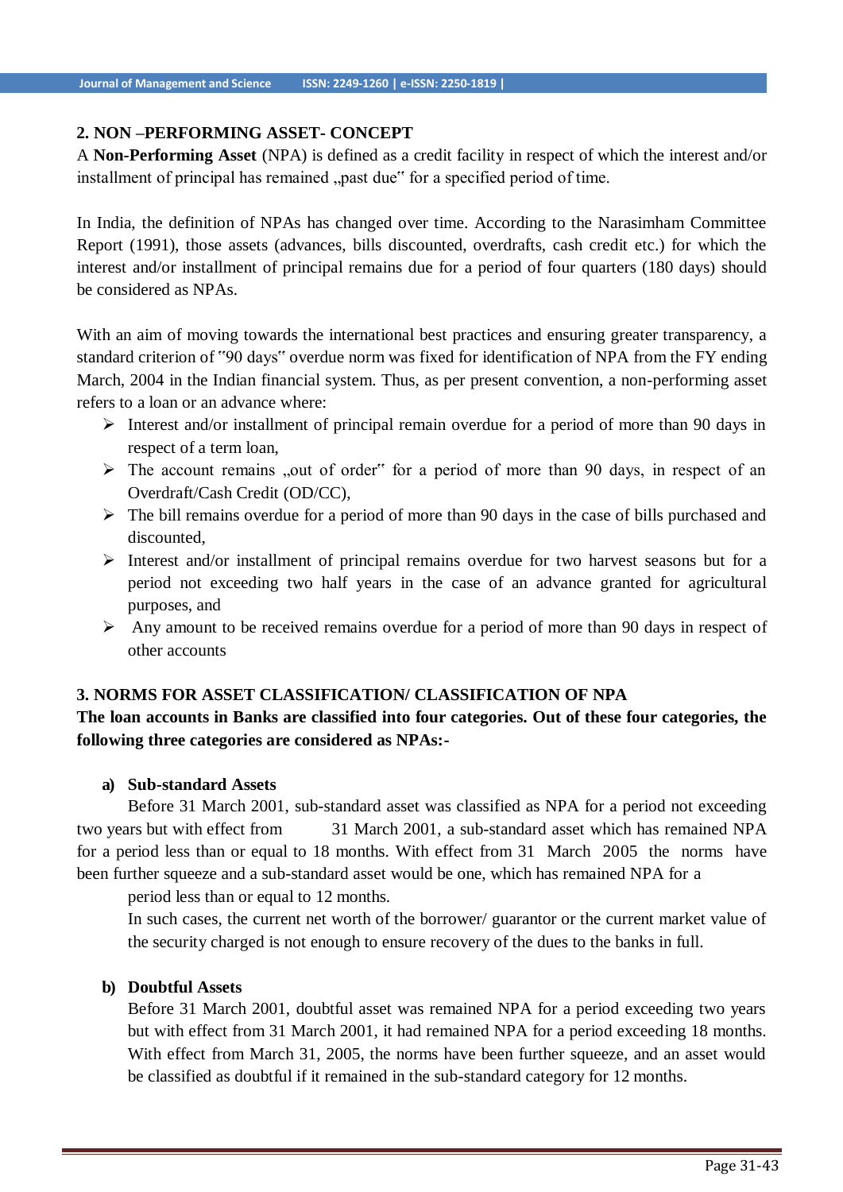## 2. NON –PERFORMING ASSET- CONCEPT

A **Non-Performing Asset** (NPA) is defined as a credit facility in respect of which the interest and/or installment of principal has remained „past due" for a specified period of time.

In India, the definition of NPAs has changed over time. According to the Narasimham Committee Report (1991), those assets (advances, bills discounted, overdrafts, cash credit etc.) for which the interest and/or installment of principal remains due for a period of four quarters (180 days) should be considered as NPAs.

With an aim of moving towards the international best practices and ensuring greater transparency, a standard criterion of "90 days" overdue norm was fixed for identification of NPA from the FY ending March, 2004 in the Indian financial system. Thus, as per present convention, a non-performing asset refers to a loan or an advance where:

- Interest and/or installment of principal remain overdue for a period of more than 90 days in respect of a term loan,
- The account remains „out of order" for a period of more than 90 days, in respect of an Overdraft/Cash Credit (OD/CC),
- The bill remains overdue for a period of more than 90 days in the case of bills purchased and discounted,
- Interest and/or installment of principal remains overdue for two harvest seasons but for a period not exceeding two half years in the case of an advance granted for agricultural purposes, and
- Any amount to be received remains overdue for a period of more than 90 days in respect of other accounts

## 3. NORMS FOR ASSET CLASSIFICATION/ CLASSIFICATION OF NPA

**The loan accounts in Banks are classified into four categories. Out of these four categories, the following three categories are considered as NPAs:-**

**a) Sub-standard Assets**

Before 31 March 2001, sub-standard asset was classified as NPA for a period not exceeding two years but with effect from 31 March 2001, a sub-standard asset which has remained NPA for a period less than or equal to 18 months. With effect from 31 March 2005 the norms have been further squeeze and a sub-standard asset would be one, which has remained NPA for a period less than or equal to 12 months.

In such cases, the current net worth of the borrower/ guarantor or the current market value of the security charged is not enough to ensure recovery of the dues to the banks in full.

**b) Doubtful Assets**

Before 31 March 2001, doubtful asset was remained NPA for a period exceeding two years but with effect from 31 March 2001, it had remained NPA for a period exceeding 18 months. With effect from March 31, 2005, the norms have been further squeeze, and an asset would be classified as doubtful if it remained in the sub-standard category for 12 months.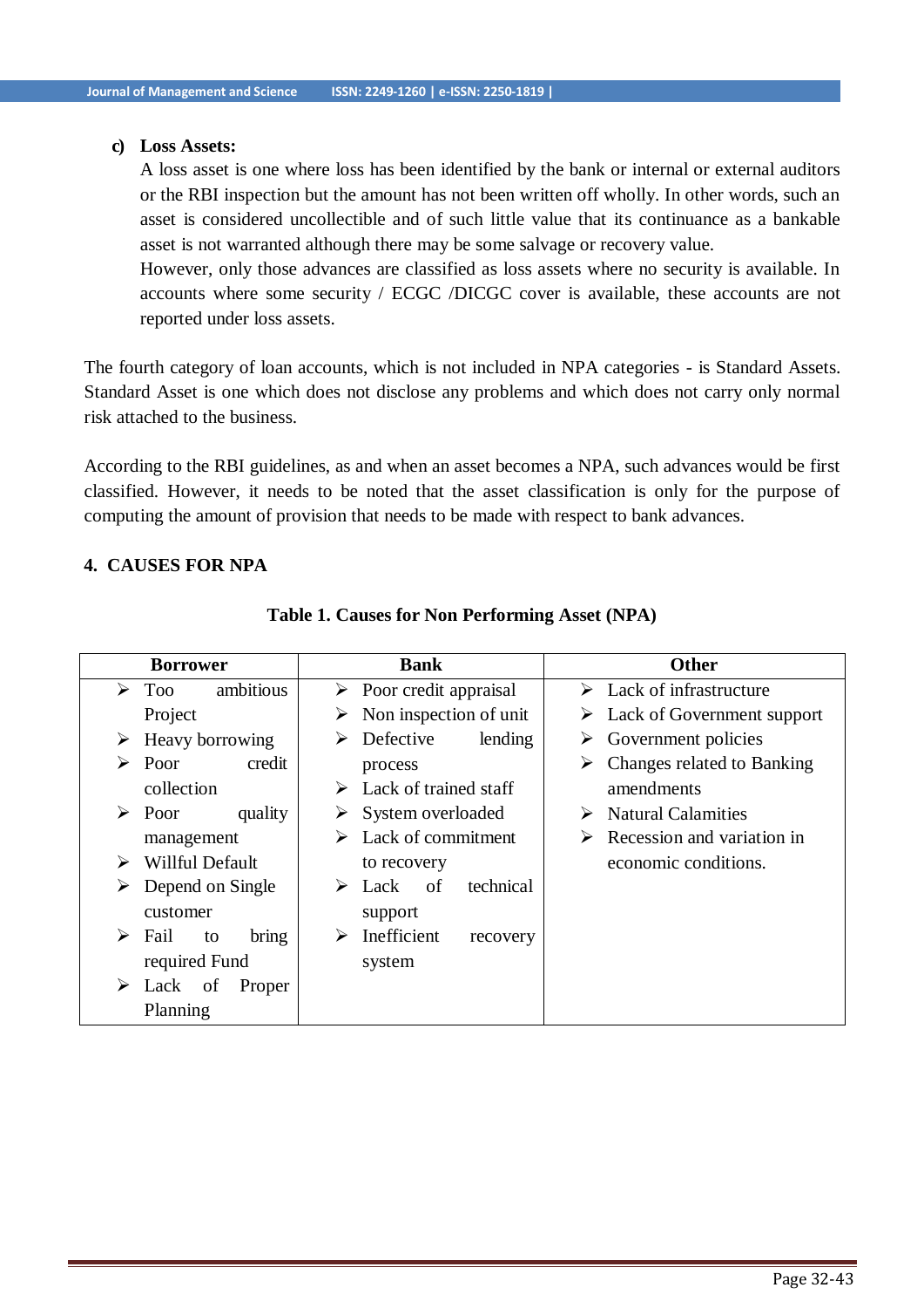**c) Loss Assets:**

A loss asset is one where loss has been identified by the bank or internal or external auditors or the RBI inspection but the amount has not been written off wholly. In other words, such an asset is considered uncollectible and of such little value that its continuance as a bankable asset is not warranted although there may be some salvage or recovery value.

However, only those advances are classified as loss assets where no security is available. In accounts where some security / ECGC /DICGC cover is available, these accounts are not reported under loss assets.

The fourth category of loan accounts, which is not included in NPA categories - is Standard Assets. Standard Asset is one which does not disclose any problems and which does not carry only normal risk attached to the business.

According to the RBI guidelines, as and when an asset becomes a NPA, such advances would be first classified. However, it needs to be noted that the asset classification is only for the purpose of computing the amount of provision that needs to be made with respect to bank advances.

## 4. CAUSES FOR NPA

**Table 1. Causes for Non Performing Asset (NPA)**

| Borrower | Bank | Other |
|---|---|---|
| ➢ Too ambitious Project<br>➢ Heavy borrowing<br>➢ Poor credit collection<br>➢ Poor quality management<br>➢ Willful Default<br>➢ Depend on Single customer<br>➢ Fail to bring required Fund<br>➢ Lack of Proper Planning | ➢ Poor credit appraisal<br>➢ Non inspection of unit<br>➢ Defective lending process<br>➢ Lack of trained staff<br>➢ System overloaded<br>➢ Lack of commitment to recovery<br>➢ Lack of technical support<br>➢ Inefficient recovery system | ➢ Lack of infrastructure<br>➢ Lack of Government support<br>➢ Government policies<br>➢ Changes related to Banking amendments<br>➢ Natural Calamities<br>➢ Recession and variation in economic conditions. |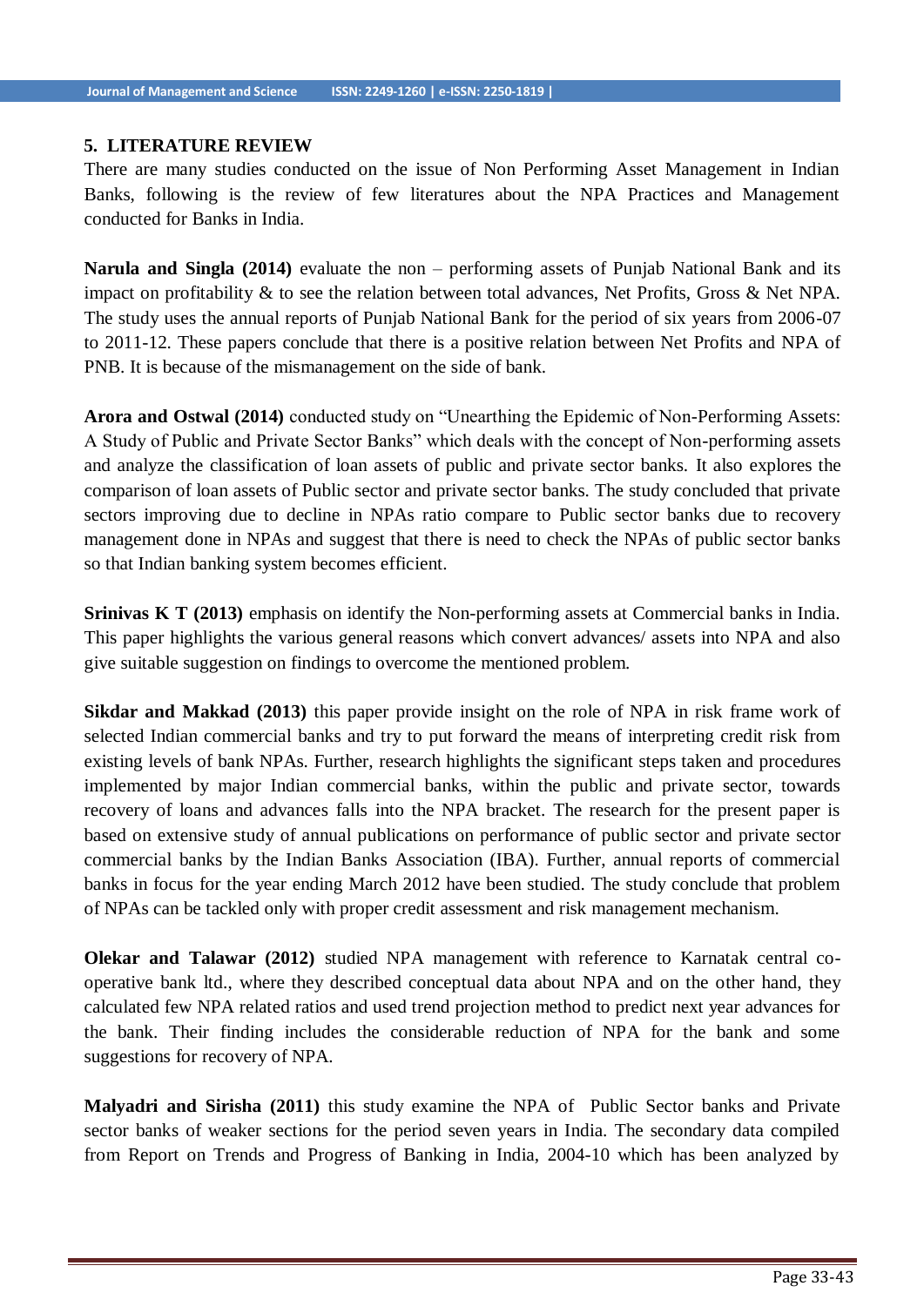## 5. LITERATURE REVIEW

There are many studies conducted on the issue of Non Performing Asset Management in Indian Banks, following is the review of few literatures about the NPA Practices and Management conducted for Banks in India.

**Narula and Singla (2014)** evaluate the non – performing assets of Punjab National Bank and its impact on profitability & to see the relation between total advances, Net Profits, Gross & Net NPA. The study uses the annual reports of Punjab National Bank for the period of six years from 2006-07 to 2011-12. These papers conclude that there is a positive relation between Net Profits and NPA of PNB. It is because of the mismanagement on the side of bank.

**Arora and Ostwal (2014)** conducted study on "Unearthing the Epidemic of Non-Performing Assets: A Study of Public and Private Sector Banks" which deals with the concept of Non-performing assets and analyze the classification of loan assets of public and private sector banks. It also explores the comparison of loan assets of Public sector and private sector banks. The study concluded that private sectors improving due to decline in NPAs ratio compare to Public sector banks due to recovery management done in NPAs and suggest that there is need to check the NPAs of public sector banks so that Indian banking system becomes efficient.

**Srinivas K T (2013)** emphasis on identify the Non-performing assets at Commercial banks in India. This paper highlights the various general reasons which convert advances/ assets into NPA and also give suitable suggestion on findings to overcome the mentioned problem.

**Sikdar and Makkad (2013)** this paper provide insight on the role of NPA in risk frame work of selected Indian commercial banks and try to put forward the means of interpreting credit risk from existing levels of bank NPAs. Further, research highlights the significant steps taken and procedures implemented by major Indian commercial banks, within the public and private sector, towards recovery of loans and advances falls into the NPA bracket. The research for the present paper is based on extensive study of annual publications on performance of public sector and private sector commercial banks by the Indian Banks Association (IBA). Further, annual reports of commercial banks in focus for the year ending March 2012 have been studied. The study conclude that problem of NPAs can be tackled only with proper credit assessment and risk management mechanism.

**Olekar and Talawar (2012)** studied NPA management with reference to Karnatak central co-operative bank ltd., where they described conceptual data about NPA and on the other hand, they calculated few NPA related ratios and used trend projection method to predict next year advances for the bank. Their finding includes the considerable reduction of NPA for the bank and some suggestions for recovery of NPA.

**Malyadri and Sirisha (2011)** this study examine the NPA of Public Sector banks and Private sector banks of weaker sections for the period seven years in India. The secondary data compiled from Report on Trends and Progress of Banking in India, 2004-10 which has been analyzed by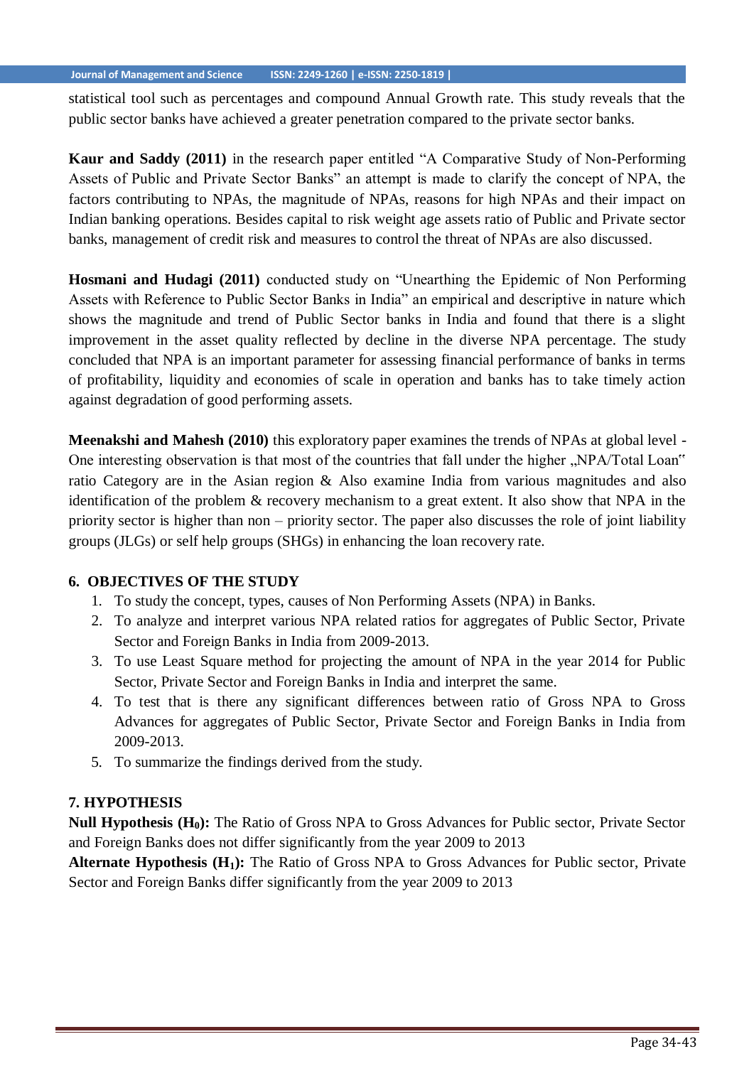statistical tool such as percentages and compound Annual Growth rate. This study reveals that the public sector banks have achieved a greater penetration compared to the private sector banks.

**Kaur and Saddy (2011)** in the research paper entitled "A Comparative Study of Non-Performing Assets of Public and Private Sector Banks" an attempt is made to clarify the concept of NPA, the factors contributing to NPAs, the magnitude of NPAs, reasons for high NPAs and their impact on Indian banking operations. Besides capital to risk weight age assets ratio of Public and Private sector banks, management of credit risk and measures to control the threat of NPAs are also discussed.

**Hosmani and Hudagi (2011)** conducted study on "Unearthing the Epidemic of Non Performing Assets with Reference to Public Sector Banks in India" an empirical and descriptive in nature which shows the magnitude and trend of Public Sector banks in India and found that there is a slight improvement in the asset quality reflected by decline in the diverse NPA percentage. The study concluded that NPA is an important parameter for assessing financial performance of banks in terms of profitability, liquidity and economies of scale in operation and banks has to take timely action against degradation of good performing assets.

**Meenakshi and Mahesh (2010)** this exploratory paper examines the trends of NPAs at global level - One interesting observation is that most of the countries that fall under the higher „NPA/Total Loan" ratio Category are in the Asian region & Also examine India from various magnitudes and also identification of the problem & recovery mechanism to a great extent. It also show that NPA in the priority sector is higher than non – priority sector. The paper also discusses the role of joint liability groups (JLGs) or self help groups (SHGs) in enhancing the loan recovery rate.

## 6. OBJECTIVES OF THE STUDY

1. To study the concept, types, causes of Non Performing Assets (NPA) in Banks.
2. To analyze and interpret various NPA related ratios for aggregates of Public Sector, Private Sector and Foreign Banks in India from 2009-2013.
3. To use Least Square method for projecting the amount of NPA in the year 2014 for Public Sector, Private Sector and Foreign Banks in India and interpret the same.
4. To test that is there any significant differences between ratio of Gross NPA to Gross Advances for aggregates of Public Sector, Private Sector and Foreign Banks in India from 2009-2013.
5. To summarize the findings derived from the study.

## 7. HYPOTHESIS

**Null Hypothesis ($H_0$):** The Ratio of Gross NPA to Gross Advances for Public sector, Private Sector and Foreign Banks does not differ significantly from the year 2009 to 2013

**Alternate Hypothesis ($H_1$):** The Ratio of Gross NPA to Gross Advances for Public sector, Private Sector and Foreign Banks differ significantly from the year 2009 to 2013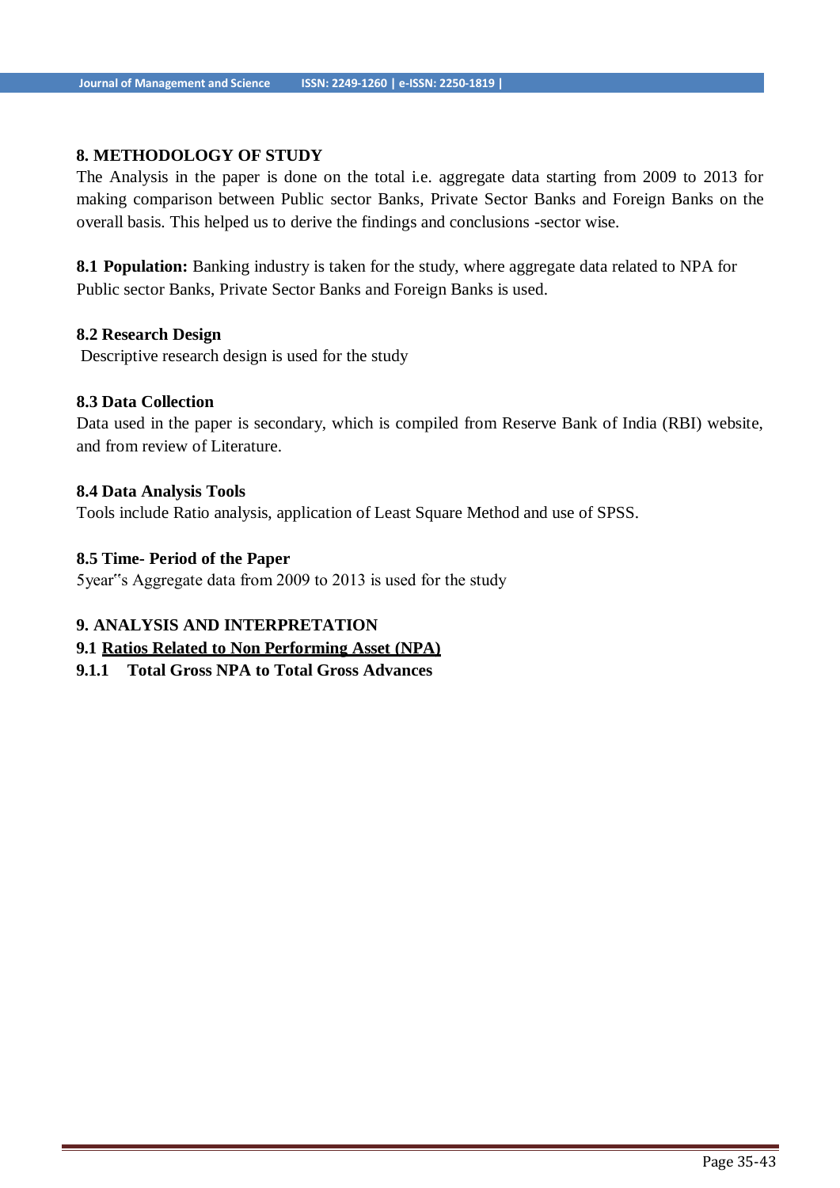## 8. METHODOLOGY OF STUDY

The Analysis in the paper is done on the total i.e. aggregate data starting from 2009 to 2013 for making comparison between Public sector Banks, Private Sector Banks and Foreign Banks on the overall basis. This helped us to derive the findings and conclusions -sector wise.

**8.1 Population:** Banking industry is taken for the study, where aggregate data related to NPA for Public sector Banks, Private Sector Banks and Foreign Banks is used.

### 8.2 Research Design

Descriptive research design is used for the study

### 8.3 Data Collection

Data used in the paper is secondary, which is compiled from Reserve Bank of India (RBI) website, and from review of Literature.

### 8.4 Data Analysis Tools

Tools include Ratio analysis, application of Least Square Method and use of SPSS.

### 8.5 Time- Period of the Paper

5year"s Aggregate data from 2009 to 2013 is used for the study

## 9. ANALYSIS AND INTERPRETATION

### 9.1 Ratios Related to Non Performing Asset (NPA)

#### 9.1.1 Total Gross NPA to Total Gross Advances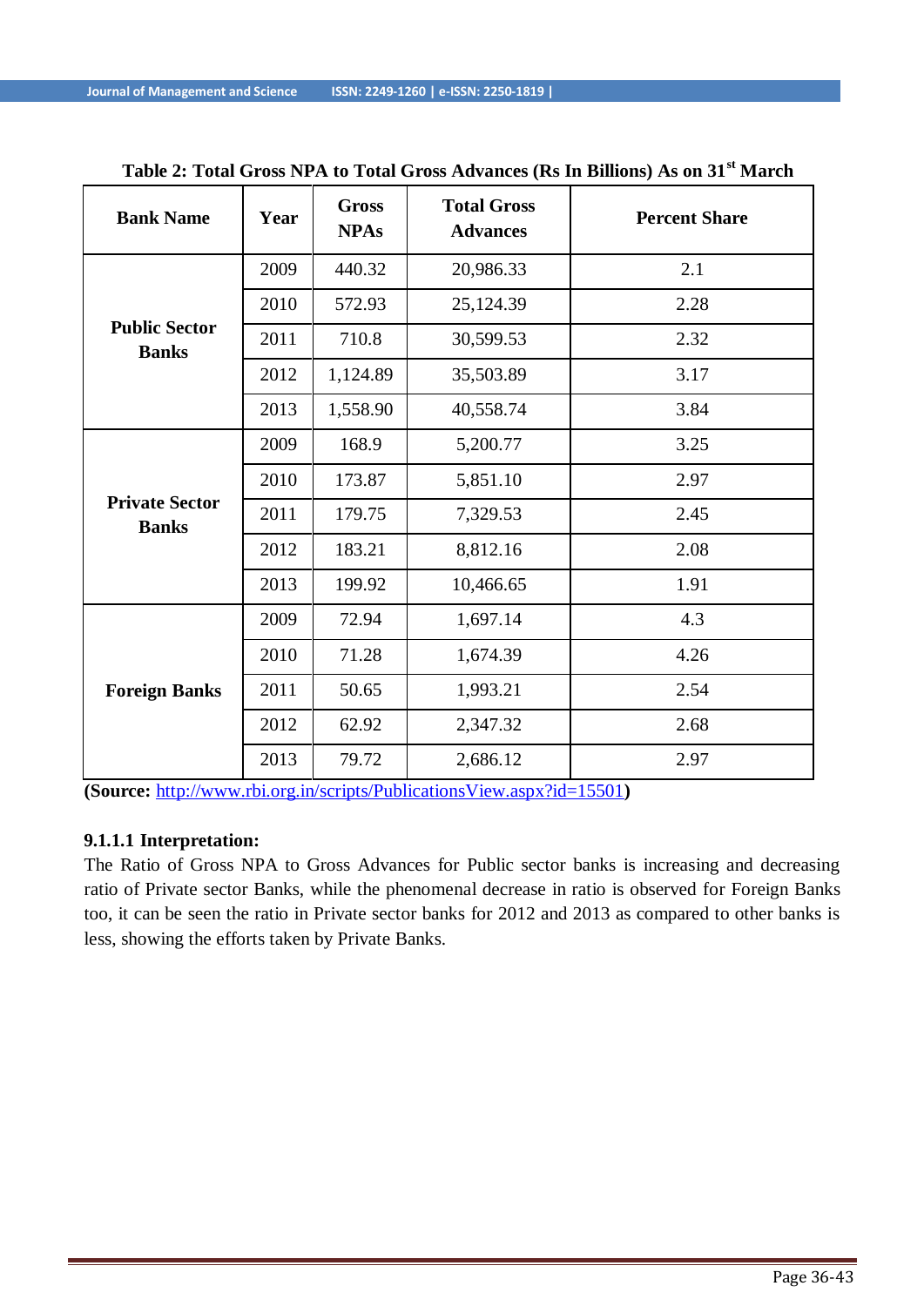**Table 2: Total Gross NPA to Total Gross Advances (Rs In Billions) As on 31st March**

| Bank Name | Year | Gross NPAs | Total Gross Advances | Percent Share |
|---|---|---|---|---|
| Public Sector Banks | 2009 | 440.32 | 20,986.33 | 2.1 |
| | 2010 | 572.93 | 25,124.39 | 2.28 |
| | 2011 | 710.8 | 30,599.53 | 2.32 |
| | 2012 | 1,124.89 | 35,503.89 | 3.17 |
| | 2013 | 1,558.90 | 40,558.74 | 3.84 |
| Private Sector Banks | 2009 | 168.9 | 5,200.77 | 3.25 |
| | 2010 | 173.87 | 5,851.10 | 2.97 |
| | 2011 | 179.75 | 7,329.53 | 2.45 |
| | 2012 | 183.21 | 8,812.16 | 2.08 |
| | 2013 | 199.92 | 10,466.65 | 1.91 |
| Foreign Banks | 2009 | 72.94 | 1,697.14 | 4.3 |
| | 2010 | 71.28 | 1,674.39 | 4.26 |
| | 2011 | 50.65 | 1,993.21 | 2.54 |
| | 2012 | 62.92 | 2,347.32 | 2.68 |
| | 2013 | 79.72 | 2,686.12 | 2.97 |

**(Source:** http://www.rbi.org.in/scripts/PublicationsView.aspx?id=15501**)**

**9.1.1.1 Interpretation:**

The Ratio of Gross NPA to Gross Advances for Public sector banks is increasing and decreasing ratio of Private sector Banks, while the phenomenal decrease in ratio is observed for Foreign Banks too, it can be seen the ratio in Private sector banks for 2012 and 2013 as compared to other banks is less, showing the efforts taken by Private Banks.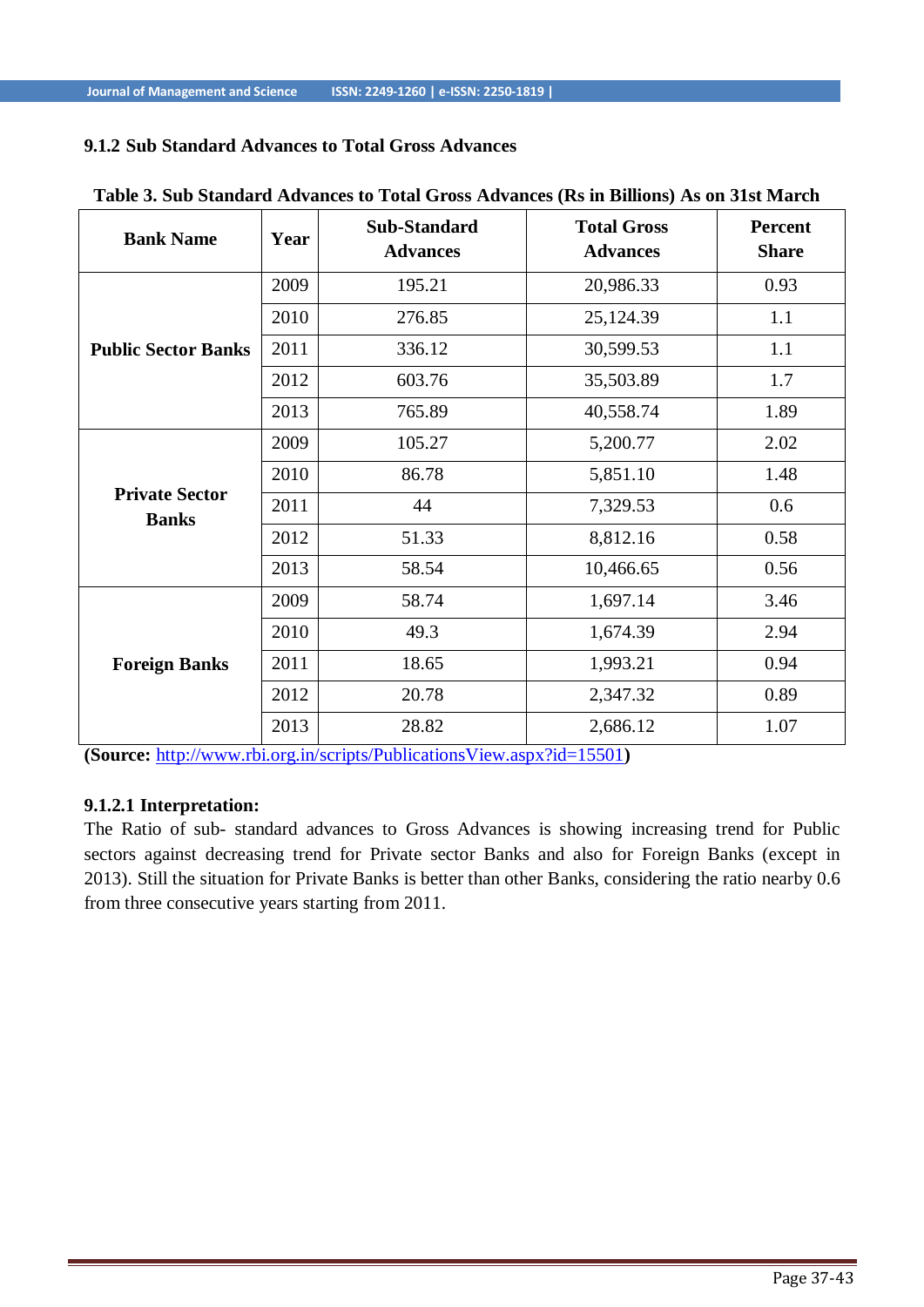### 9.1.2 Sub Standard Advances to Total Gross Advances

**Table 3. Sub Standard Advances to Total Gross Advances (Rs in Billions) As on 31st March**

| Bank Name | Year | Sub-Standard Advances | Total Gross Advances | Percent Share |
|---|---|---|---|---|
| Public Sector Banks | 2009 | 195.21 | 20,986.33 | 0.93 |
| | 2010 | 276.85 | 25,124.39 | 1.1 |
| | 2011 | 336.12 | 30,599.53 | 1.1 |
| | 2012 | 603.76 | 35,503.89 | 1.7 |
| | 2013 | 765.89 | 40,558.74 | 1.89 |
| Private Sector Banks | 2009 | 105.27 | 5,200.77 | 2.02 |
| | 2010 | 86.78 | 5,851.10 | 1.48 |
| | 2011 | 44 | 7,329.53 | 0.6 |
| | 2012 | 51.33 | 8,812.16 | 0.58 |
| | 2013 | 58.54 | 10,466.65 | 0.56 |
| Foreign Banks | 2009 | 58.74 | 1,697.14 | 3.46 |
| | 2010 | 49.3 | 1,674.39 | 2.94 |
| | 2011 | 18.65 | 1,993.21 | 0.94 |
| | 2012 | 20.78 | 2,347.32 | 0.89 |
| | 2013 | 28.82 | 2,686.12 | 1.07 |

**(Source:** http://www.rbi.org.in/scripts/PublicationsView.aspx?id=15501**)**

#### 9.1.2.1 Interpretation:

The Ratio of sub- standard advances to Gross Advances is showing increasing trend for Public sectors against decreasing trend for Private sector Banks and also for Foreign Banks (except in 2013). Still the situation for Private Banks is better than other Banks, considering the ratio nearby 0.6 from three consecutive years starting from 2011.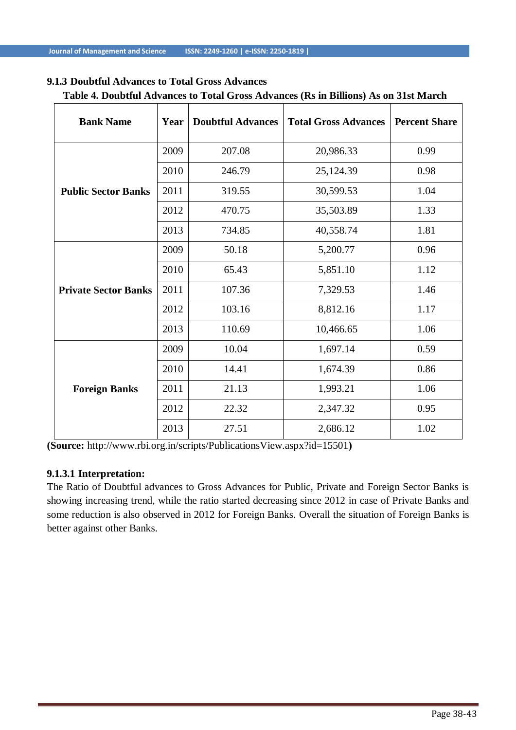### 9.1.3 Doubtful Advances to Total Gross Advances

**Table 4. Doubtful Advances to Total Gross Advances (Rs in Billions) As on 31st March**

| Bank Name | Year | Doubtful Advances | Total Gross Advances | Percent Share |
|---|---|---|---|---|
| Public Sector Banks | 2009 | 207.08 | 20,986.33 | 0.99 |
| | 2010 | 246.79 | 25,124.39 | 0.98 |
| | 2011 | 319.55 | 30,599.53 | 1.04 |
| | 2012 | 470.75 | 35,503.89 | 1.33 |
| | 2013 | 734.85 | 40,558.74 | 1.81 |
| Private Sector Banks | 2009 | 50.18 | 5,200.77 | 0.96 |
| | 2010 | 65.43 | 5,851.10 | 1.12 |
| | 2011 | 107.36 | 7,329.53 | 1.46 |
| | 2012 | 103.16 | 8,812.16 | 1.17 |
| | 2013 | 110.69 | 10,466.65 | 1.06 |
| Foreign Banks | 2009 | 10.04 | 1,697.14 | 0.59 |
| | 2010 | 14.41 | 1,674.39 | 0.86 |
| | 2011 | 21.13 | 1,993.21 | 1.06 |
| | 2012 | 22.32 | 2,347.32 | 0.95 |
| | 2013 | 27.51 | 2,686.12 | 1.02 |

**(Source:** http://www.rbi.org.in/scripts/PublicationsView.aspx?id=15501**)**

#### 9.1.3.1 Interpretation:

The Ratio of Doubtful advances to Gross Advances for Public, Private and Foreign Sector Banks is showing increasing trend, while the ratio started decreasing since 2012 in case of Private Banks and some reduction is also observed in 2012 for Foreign Banks. Overall the situation of Foreign Banks is better against other Banks.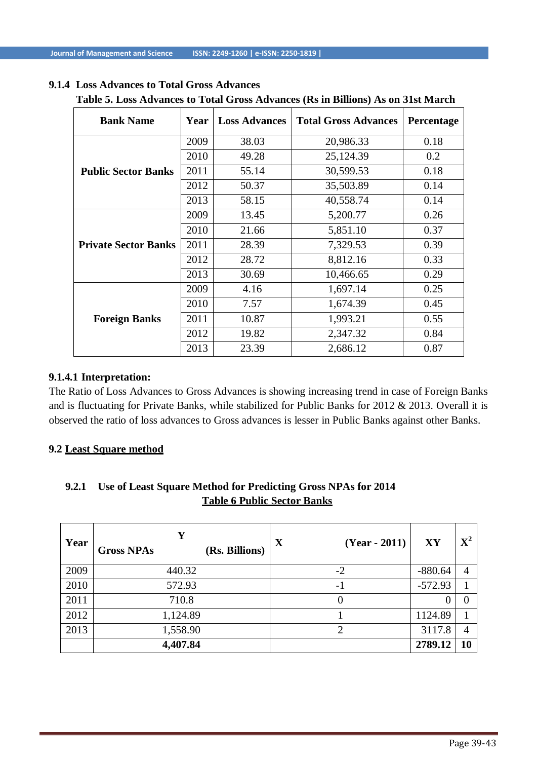### 9.1.4 Loss Advances to Total Gross Advances

**Table 5. Loss Advances to Total Gross Advances (Rs in Billions) As on 31st March**

| Bank Name | Year | Loss Advances | Total Gross Advances | Percentage |
|---|---|---|---|---|
| **Public Sector Banks** | 2009 | 38.03 | 20,986.33 | 0.18 |
| | 2010 | 49.28 | 25,124.39 | 0.2 |
| | 2011 | 55.14 | 30,599.53 | 0.18 |
| | 2012 | 50.37 | 35,503.89 | 0.14 |
| | 2013 | 58.15 | 40,558.74 | 0.14 |
| **Private Sector Banks** | 2009 | 13.45 | 5,200.77 | 0.26 |
| | 2010 | 21.66 | 5,851.10 | 0.37 |
| | 2011 | 28.39 | 7,329.53 | 0.39 |
| | 2012 | 28.72 | 8,812.16 | 0.33 |
| | 2013 | 30.69 | 10,466.65 | 0.29 |
| **Foreign Banks** | 2009 | 4.16 | 1,697.14 | 0.25 |
| | 2010 | 7.57 | 1,674.39 | 0.45 |
| | 2011 | 10.87 | 1,993.21 | 0.55 |
| | 2012 | 19.82 | 2,347.32 | 0.84 |
| | 2013 | 23.39 | 2,686.12 | 0.87 |

#### 9.1.4.1 Interpretation:

The Ratio of Loss Advances to Gross Advances is showing increasing trend in case of Foreign Banks and is fluctuating for Private Banks, while stabilized for Public Banks for 2012 & 2013. Overall it is observed the ratio of loss advances to Gross advances is lesser in Public Banks against other Banks.

## 9.2 Least Square method

### 9.2.1 Use of Least Square Method for Predicting Gross NPAs for 2014

**Table 6 Public Sector Banks**

| Year | Y<br>Gross NPAs (Rs. Billions) | X (Year - 2011) | XY | $X^2$ |
|---|---|---|---|---|
| 2009 | 440.32 | -2 | -880.64 | 4 |
| 2010 | 572.93 | -1 | -572.93 | 1 |
| 2011 | 710.8 | 0 | 0 | 0 |
| 2012 | 1,124.89 | 1 | 1124.89 | 1 |
| 2013 | 1,558.90 | 2 | 3117.8 | 4 |
| | **4,407.84** | | **2789.12** | **10** |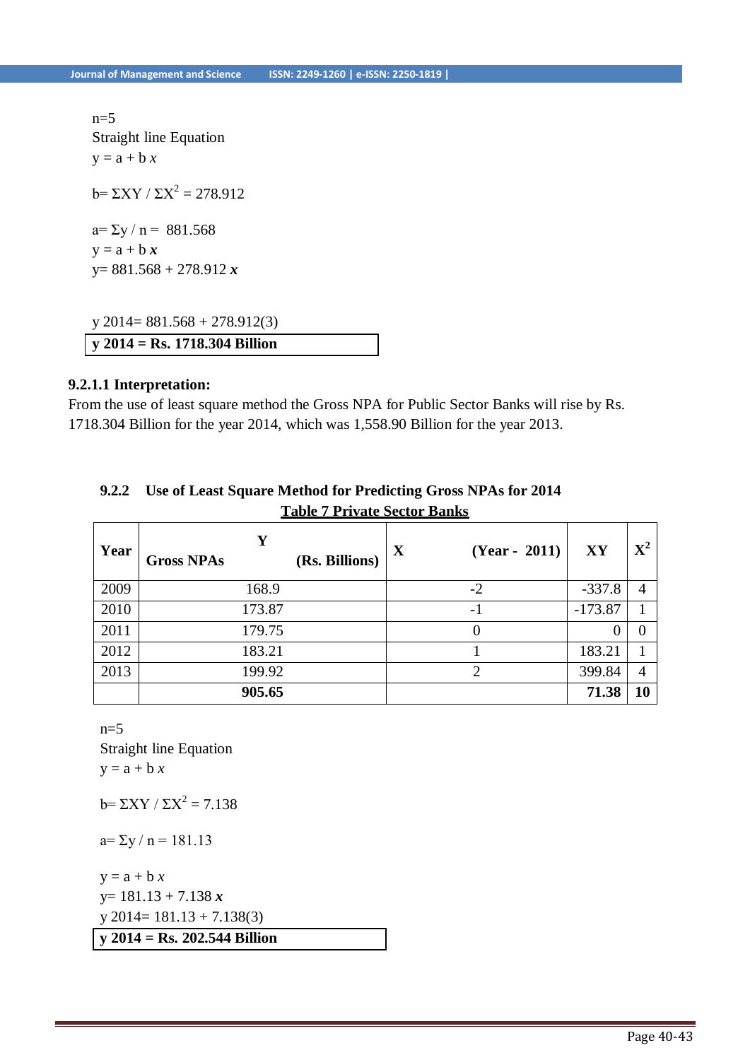n=5

Straight line Equation

$y = a + b\,x$

$b = \Sigma XY / \Sigma X^2 = 278.912$

$a = \Sigma y / n = 881.568$

$y = a + b\,\boldsymbol{x}$

$y = 881.568 + 278.912\,\boldsymbol{x}$

$y\ 2014 = 881.568 + 278.912(3)$

**y 2014 = Rs. 1718.304 Billion**

### 9.2.1.1 Interpretation:

From the use of least square method the Gross NPA for Public Sector Banks will rise by Rs. 1718.304 Billion for the year 2014, which was 1,558.90 Billion for the year 2013.

### 9.2.2 Use of Least Square Method for Predicting Gross NPAs for 2014

**Table 7 Private Sector Banks**

| Year | Y Gross NPAs (Rs. Billions) | X (Year - 2011) | XY | $X^2$ |
|---|---|---|---|---|
| 2009 | 168.9 | -2 | -337.8 | 4 |
| 2010 | 173.87 | -1 | -173.87 | 1 |
| 2011 | 179.75 | 0 | 0 | 0 |
| 2012 | 183.21 | 1 | 183.21 | 1 |
| 2013 | 199.92 | 2 | 399.84 | 4 |
| | **905.65** | | **71.38** | **10** |

n=5

Straight line Equation

$y = a + b\,x$

$b = \Sigma XY / \Sigma X^2 = 7.138$

$a = \Sigma y / n = 181.13$

$y = a + b\,x$

$y = 181.13 + 7.138\,\boldsymbol{x}$

$y\ 2014 = 181.13 + 7.138(3)$

**y 2014 = Rs. 202.544 Billion**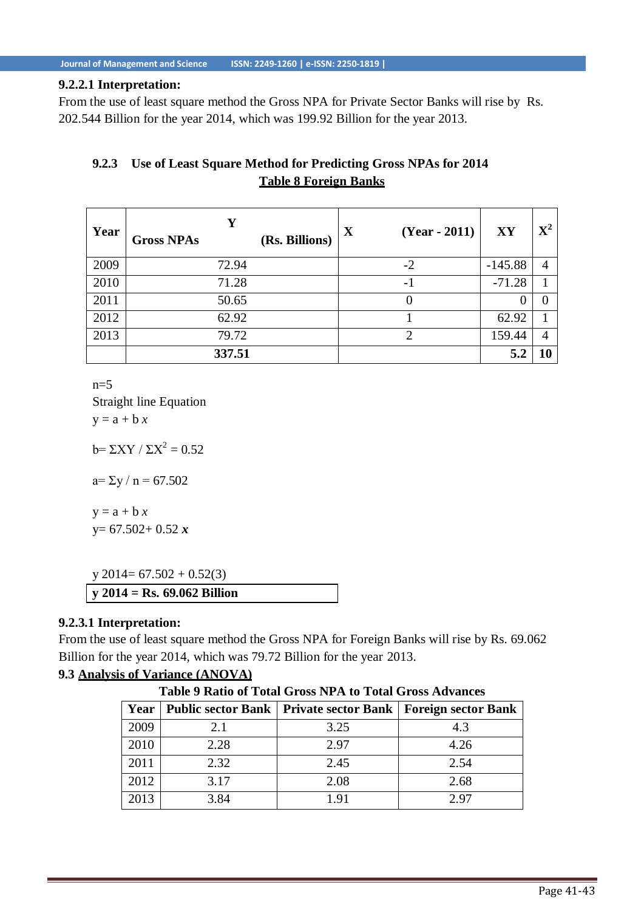#### 9.2.2.1 Interpretation:

From the use of least square method the Gross NPA for Private Sector Banks will rise by Rs. 202.544 Billion for the year 2014, which was 199.92 Billion for the year 2013.

### 9.2.3 Use of Least Square Method for Predicting Gross NPAs for 2014

**Table 8 Foreign Banks**

| Year | Y<br>Gross NPAs (Rs. Billions) | X (Year - 2011) | XY | $X^2$ |
|---|---|---|---|---|
| 2009 | 72.94 | -2 | -145.88 | 4 |
| 2010 | 71.28 | -1 | -71.28 | 1 |
| 2011 | 50.65 | 0 | 0 | 0 |
| 2012 | 62.92 | 1 | 62.92 | 1 |
| 2013 | 79.72 | 2 | 159.44 | 4 |
| | **337.51** | | **5.2** | **10** |

n=5

Straight line Equation

$y = a + b\,x$

$b = \Sigma XY / \Sigma X^2 = 0.52$

$a = \Sigma y / n = 67.502$

$y = a + b\,x$

$y = 67.502 + 0.52\,\boldsymbol{x}$

$y\ 2014 = 67.502 + 0.52(3)$

**y 2014 = Rs. 69.062 Billion**

#### 9.2.3.1 Interpretation:

From the use of least square method the Gross NPA for Foreign Banks will rise by Rs. 69.062 Billion for the year 2014, which was 79.72 Billion for the year 2013.

### 9.3 Analysis of Variance (ANOVA)

**Table 9 Ratio of Total Gross NPA to Total Gross Advances**

| Year | Public sector Bank | Private sector Bank | Foreign sector Bank |
|---|---|---|---|
| 2009 | 2.1 | 3.25 | 4.3 |
| 2010 | 2.28 | 2.97 | 4.26 |
| 2011 | 2.32 | 2.45 | 2.54 |
| 2012 | 3.17 | 2.08 | 2.68 |
| 2013 | 3.84 | 1.91 | 2.97 |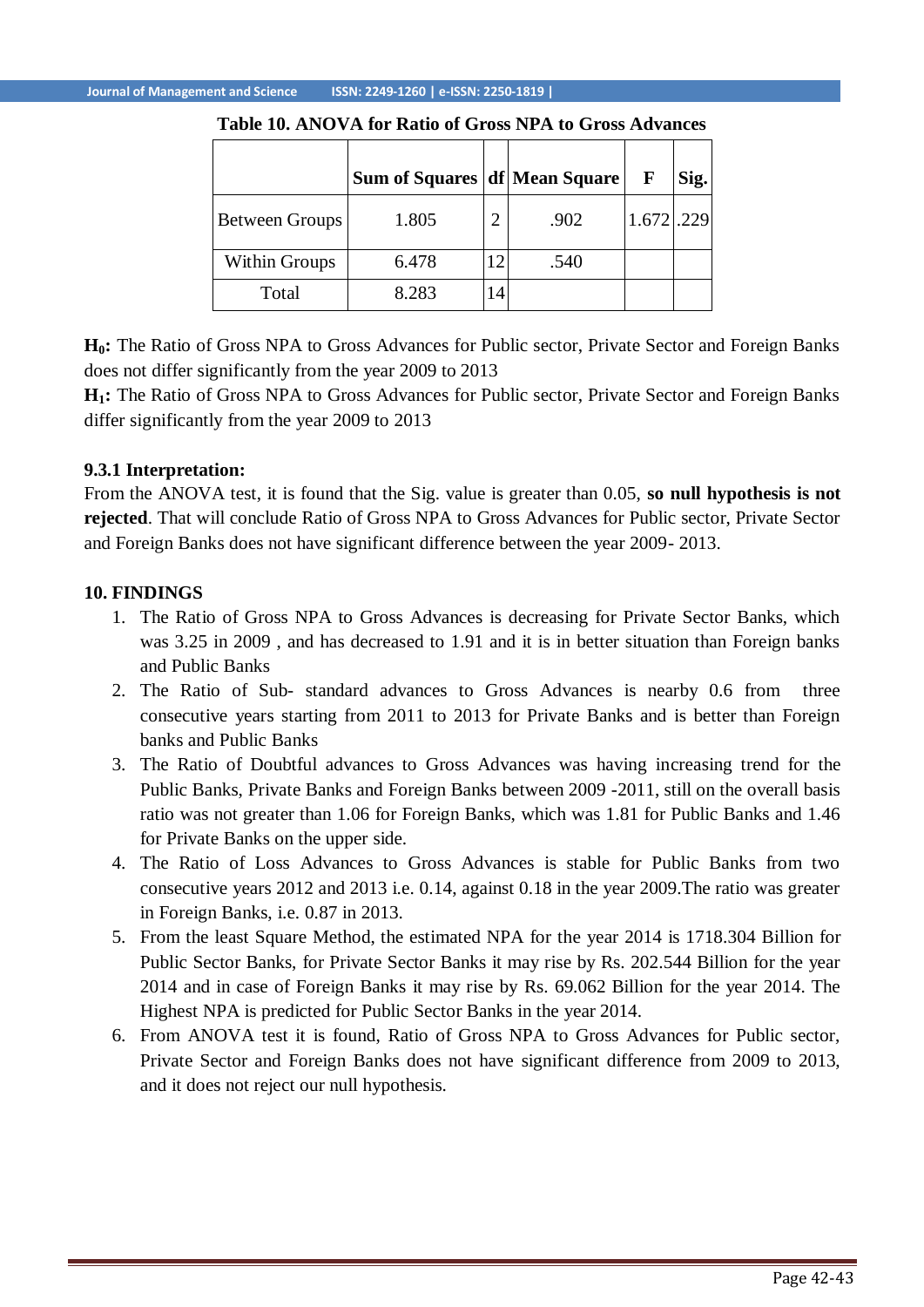**Table 10. ANOVA for Ratio of Gross NPA to Gross Advances**

| | Sum of Squares | df | Mean Square | F | Sig. |
|---|---|---|---|---|---|
| Between Groups | 1.805 | 2 | .902 | 1.672 | .229 |
| Within Groups | 6.478 | 12 | .540 | | |
| Total | 8.283 | 14 | | | |

**$H_0$:** The Ratio of Gross NPA to Gross Advances for Public sector, Private Sector and Foreign Banks does not differ significantly from the year 2009 to 2013

**$H_1$:** The Ratio of Gross NPA to Gross Advances for Public sector, Private Sector and Foreign Banks differ significantly from the year 2009 to 2013

### 9.3.1 Interpretation:

From the ANOVA test, it is found that the Sig. value is greater than 0.05, **so null hypothesis is not rejected**. That will conclude Ratio of Gross NPA to Gross Advances for Public sector, Private Sector and Foreign Banks does not have significant difference between the year 2009- 2013.

## 10. FINDINGS

1. The Ratio of Gross NPA to Gross Advances is decreasing for Private Sector Banks, which was 3.25 in 2009 , and has decreased to 1.91 and it is in better situation than Foreign banks and Public Banks
2. The Ratio of Sub- standard advances to Gross Advances is nearby 0.6 from three consecutive years starting from 2011 to 2013 for Private Banks and is better than Foreign banks and Public Banks
3. The Ratio of Doubtful advances to Gross Advances was having increasing trend for the Public Banks, Private Banks and Foreign Banks between 2009 -2011, still on the overall basis ratio was not greater than 1.06 for Foreign Banks, which was 1.81 for Public Banks and 1.46 for Private Banks on the upper side.
4. The Ratio of Loss Advances to Gross Advances is stable for Public Banks from two consecutive years 2012 and 2013 i.e. 0.14, against 0.18 in the year 2009.The ratio was greater in Foreign Banks, i.e. 0.87 in 2013.
5. From the least Square Method, the estimated NPA for the year 2014 is 1718.304 Billion for Public Sector Banks, for Private Sector Banks it may rise by Rs. 202.544 Billion for the year 2014 and in case of Foreign Banks it may rise by Rs. 69.062 Billion for the year 2014. The Highest NPA is predicted for Public Sector Banks in the year 2014.
6. From ANOVA test it is found, Ratio of Gross NPA to Gross Advances for Public sector, Private Sector and Foreign Banks does not have significant difference from 2009 to 2013, and it does not reject our null hypothesis.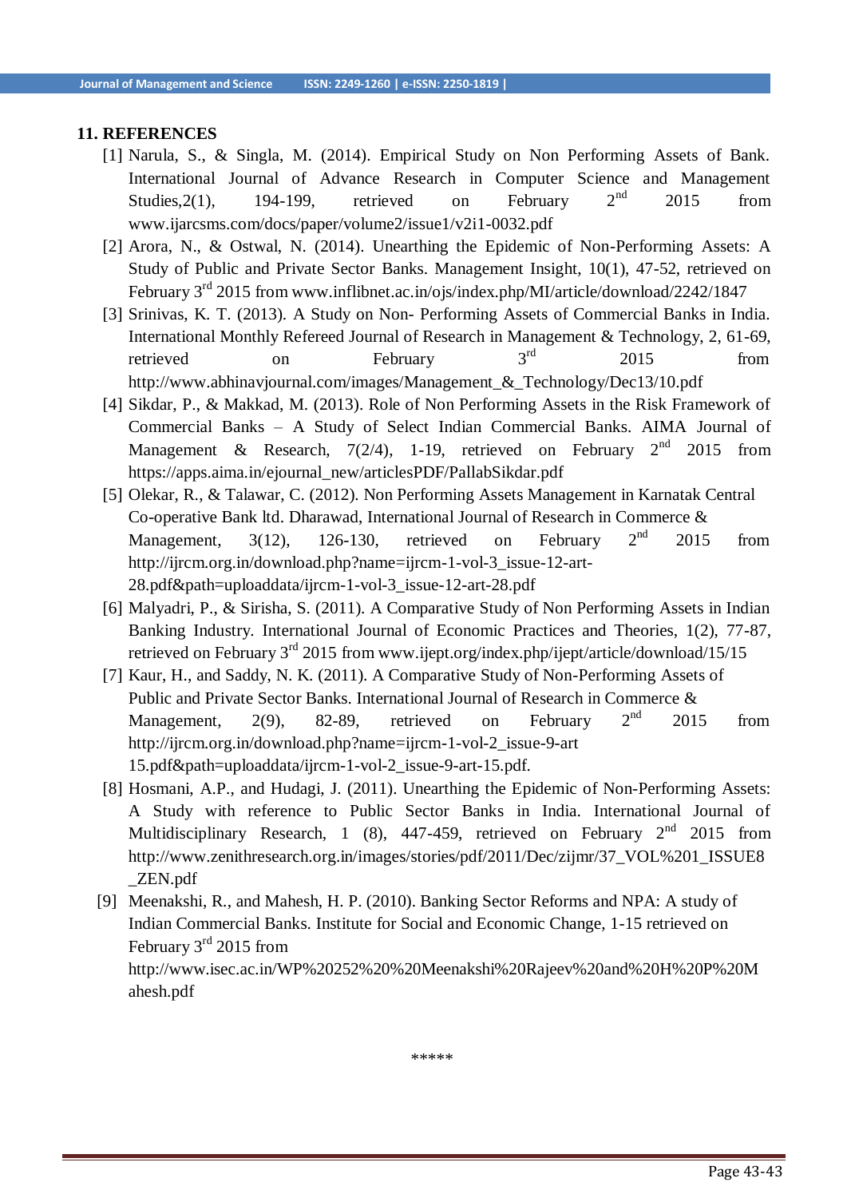## 11. REFERENCES

[1] Narula, S., & Singla, M. (2014). Empirical Study on Non Performing Assets of Bank. International Journal of Advance Research in Computer Science and Management Studies,2(1), 194-199, retrieved on February 2nd 2015 from www.ijarcsms.com/docs/paper/volume2/issue1/v2i1-0032.pdf

[2] Arora, N., & Ostwal, N. (2014). Unearthing the Epidemic of Non-Performing Assets: A Study of Public and Private Sector Banks. Management Insight, 10(1), 47-52, retrieved on February 3rd 2015 from www.inflibnet.ac.in/ojs/index.php/MI/article/download/2242/1847

[3] Srinivas, K. T. (2013). A Study on Non- Performing Assets of Commercial Banks in India. International Monthly Refereed Journal of Research in Management & Technology, 2, 61-69, retrieved on February 3rd 2015 from http://www.abhinavjournal.com/images/Management_&_Technology/Dec13/10.pdf

[4] Sikdar, P., & Makkad, M. (2013). Role of Non Performing Assets in the Risk Framework of Commercial Banks – A Study of Select Indian Commercial Banks. AIMA Journal of Management & Research, 7(2/4), 1-19, retrieved on February 2nd 2015 from https://apps.aima.in/ejournal_new/articlesPDF/PallabSikdar.pdf

[5] Olekar, R., & Talawar, C. (2012). Non Performing Assets Management in Karnatak Central Co-operative Bank ltd. Dharawad, International Journal of Research in Commerce & Management, 3(12), 126-130, retrieved on February 2nd 2015 from http://ijrcm.org.in/download.php?name=ijrcm-1-vol-3_issue-12-art-28.pdf&path=uploaddata/ijrcm-1-vol-3_issue-12-art-28.pdf

[6] Malyadri, P., & Sirisha, S. (2011). A Comparative Study of Non Performing Assets in Indian Banking Industry. International Journal of Economic Practices and Theories, 1(2), 77-87, retrieved on February 3rd 2015 from www.ijept.org/index.php/ijept/article/download/15/15

[7] Kaur, H., and Saddy, N. K. (2011). A Comparative Study of Non-Performing Assets of Public and Private Sector Banks. International Journal of Research in Commerce & Management, 2(9), 82-89, retrieved on February 2nd 2015 from http://ijrcm.org.in/download.php?name=ijrcm-1-vol-2_issue-9-art 15.pdf&path=uploaddata/ijrcm-1-vol-2_issue-9-art-15.pdf.

[8] Hosmani, A.P., and Hudagi, J. (2011). Unearthing the Epidemic of Non-Performing Assets: A Study with reference to Public Sector Banks in India. International Journal of Multidisciplinary Research, 1 (8), 447-459, retrieved on February 2nd 2015 from http://www.zenithresearch.org.in/images/stories/pdf/2011/Dec/zijmr/37_VOL%201_ISSUE8_ZEN.pdf

[9] Meenakshi, R., and Mahesh, H. P. (2010). Banking Sector Reforms and NPA: A study of Indian Commercial Banks. Institute for Social and Economic Change, 1-15 retrieved on February 3rd 2015 from http://www.isec.ac.in/WP%20252%20%20Meenakshi%20Rajeev%20and%20H%20P%20Mahesh.pdf

*****